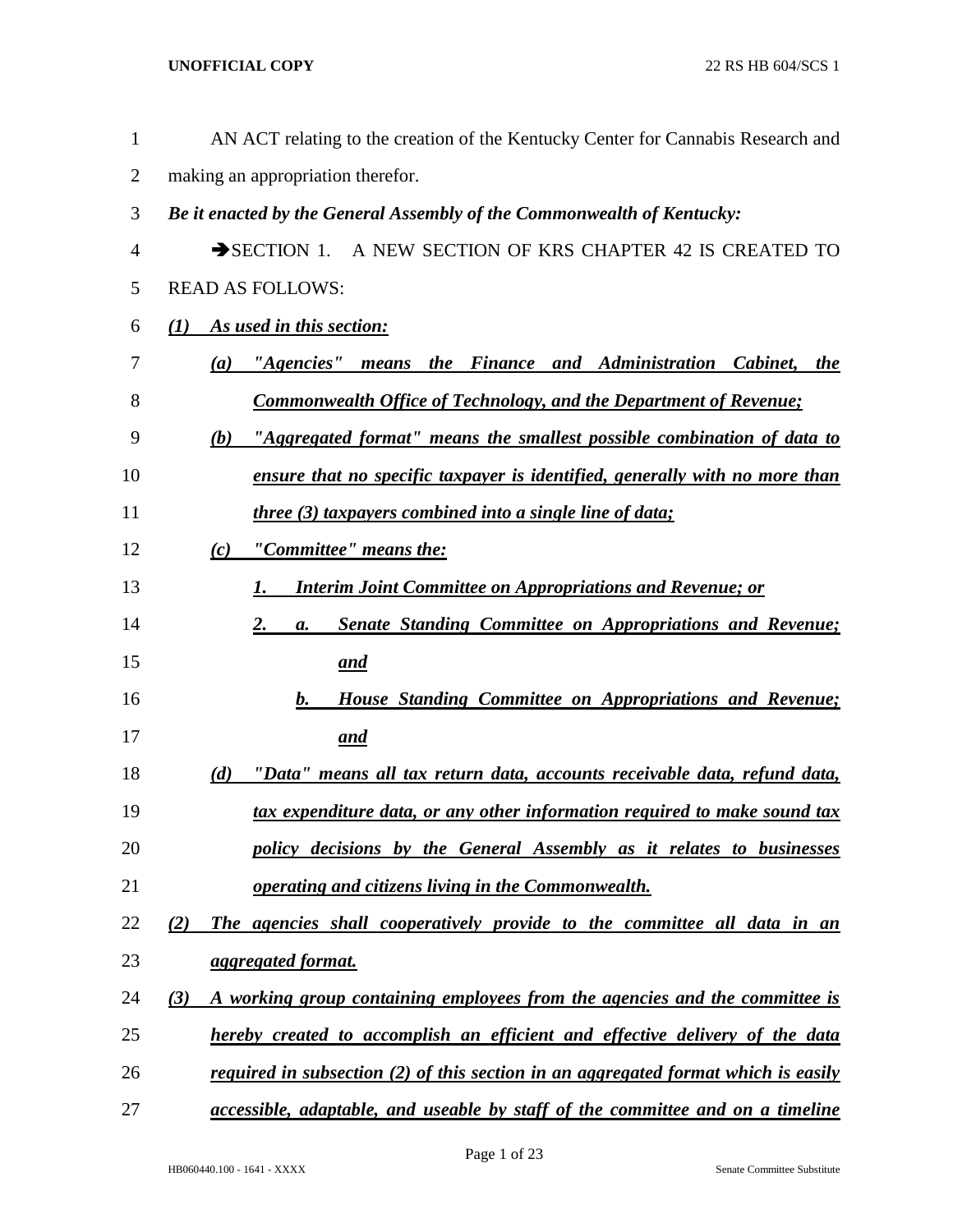AN ACT relating to the creation of the Kentucky Center for Cannabis Research and making an appropriation therefor.

***Be it enacted by the General Assembly of the Commonwealth of Kentucky:***

➔SECTION 1. A NEW SECTION OF KRS CHAPTER 42 IS CREATED TO READ AS FOLLOWS:

***(1) As used in this section:***

***(a) "Agencies" means the Finance and Administration Cabinet, the Commonwealth Office of Technology, and the Department of Revenue;***

***(b) "Aggregated format" means the smallest possible combination of data to ensure that no specific taxpayer is identified, generally with no more than three (3) taxpayers combined into a single line of data;***

***(c) "Committee" means the:***

***1. Interim Joint Committee on Appropriations and Revenue; or***

***2. a. Senate Standing Committee on Appropriations and Revenue; and***

***b. House Standing Committee on Appropriations and Revenue; and***

***(d) "Data" means all tax return data, accounts receivable data, refund data, tax expenditure data, or any other information required to make sound tax policy decisions by the General Assembly as it relates to businesses operating and citizens living in the Commonwealth.***

***(2) The agencies shall cooperatively provide to the committee all data in an aggregated format.***

***(3) A working group containing employees from the agencies and the committee is hereby created to accomplish an efficient and effective delivery of the data required in subsection (2) of this section in an aggregated format which is easily accessible, adaptable, and useable by staff of the committee and on a timeline***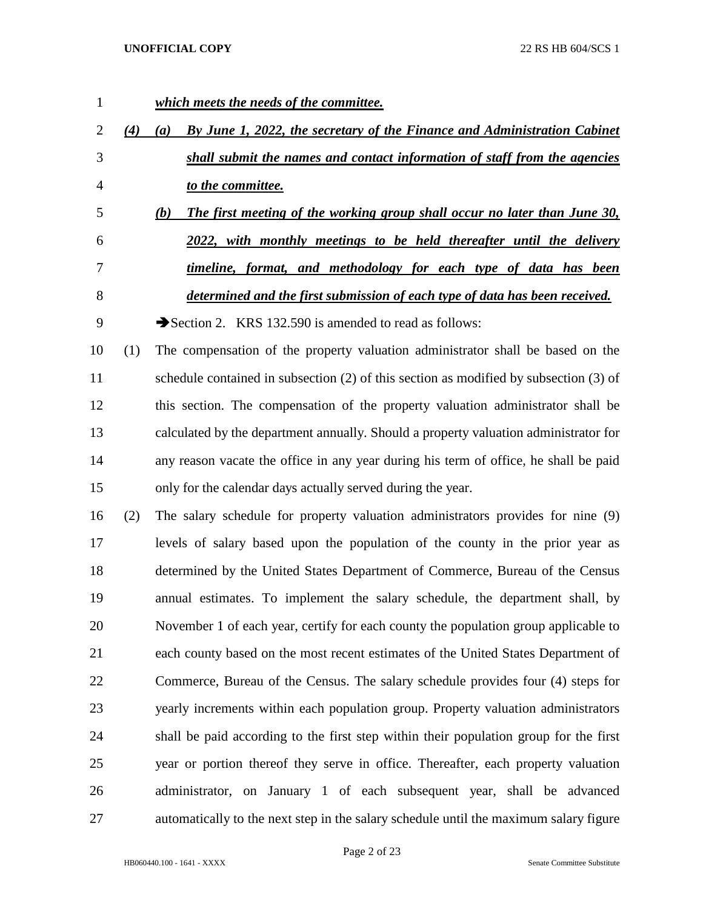***which meets the needs of the committee.***

***(4)*** ***(a)*** ***By June 1, 2022, the secretary of the Finance and Administration Cabinet shall submit the names and contact information of staff from the agencies to the committee.***

***(b)*** ***The first meeting of the working group shall occur no later than June 30, 2022, with monthly meetings to be held thereafter until the delivery timeline, format, and methodology for each type of data has been determined and the first submission of each type of data has been received.***

➔Section 2. KRS 132.590 is amended to read as follows:

(1) The compensation of the property valuation administrator shall be based on the schedule contained in subsection (2) of this section as modified by subsection (3) of this section. The compensation of the property valuation administrator shall be calculated by the department annually. Should a property valuation administrator for any reason vacate the office in any year during his term of office, he shall be paid only for the calendar days actually served during the year.

(2) The salary schedule for property valuation administrators provides for nine (9) levels of salary based upon the population of the county in the prior year as determined by the United States Department of Commerce, Bureau of the Census annual estimates. To implement the salary schedule, the department shall, by November 1 of each year, certify for each county the population group applicable to each county based on the most recent estimates of the United States Department of Commerce, Bureau of the Census. The salary schedule provides four (4) steps for yearly increments within each population group. Property valuation administrators shall be paid according to the first step within their population group for the first year or portion thereof they serve in office. Thereafter, each property valuation administrator, on January 1 of each subsequent year, shall be advanced automatically to the next step in the salary schedule until the maximum salary figure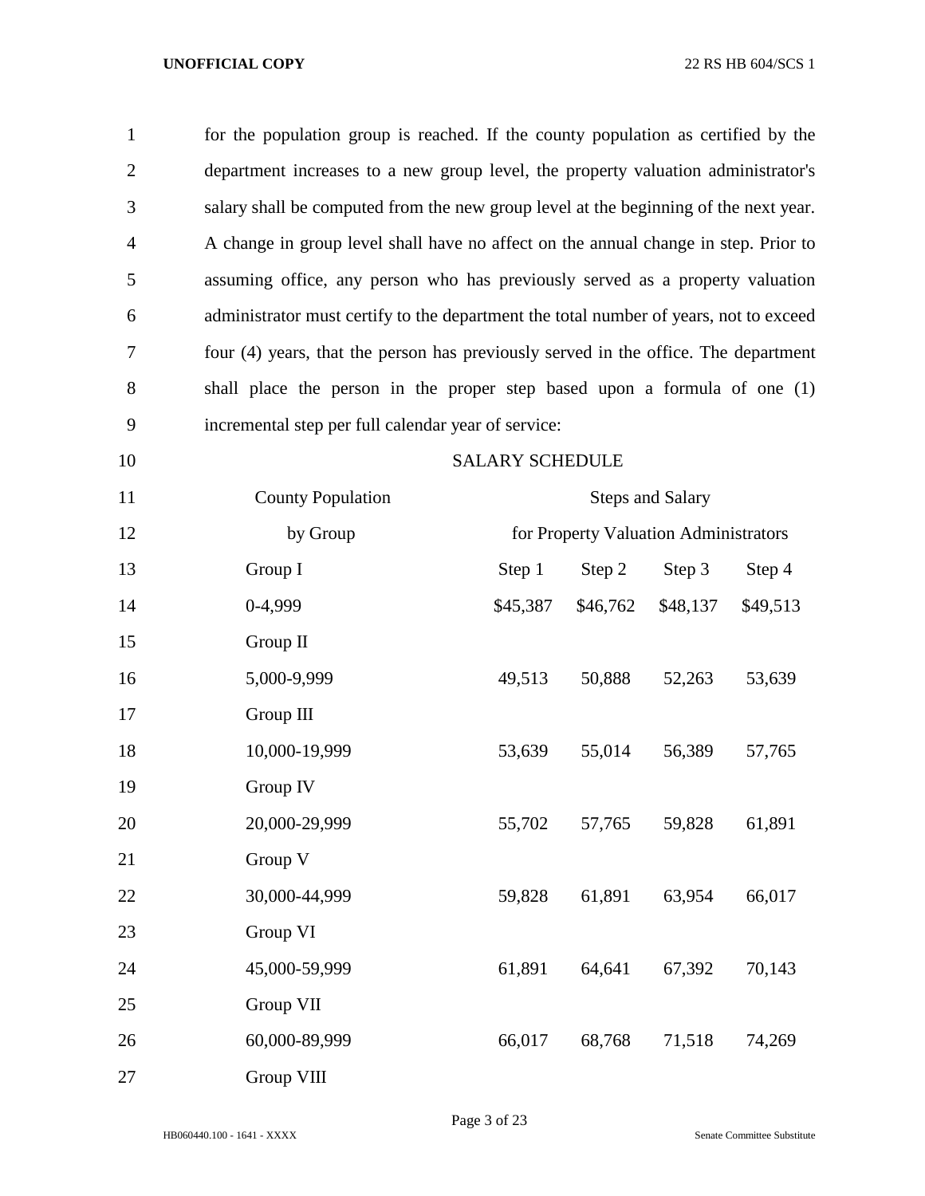for the population group is reached. If the county population as certified by the department increases to a new group level, the property valuation administrator's salary shall be computed from the new group level at the beginning of the next year. A change in group level shall have no affect on the annual change in step. Prior to assuming office, any person who has previously served as a property valuation administrator must certify to the department the total number of years, not to exceed four (4) years, that the person has previously served in the office. The department shall place the person in the proper step based upon a formula of one (1) incremental step per full calendar year of service:

SALARY SCHEDULE

| County Population by Group | Steps and Salary for Property Valuation Administrators | | | |
|---|---|---|---|---|
| | Step 1 | Step 2 | Step 3 | Step 4 |
| Group I<br>0-4,999 | $45,387 | $46,762 | $48,137 | $49,513 |
| Group II<br>5,000-9,999 | 49,513 | 50,888 | 52,263 | 53,639 |
| Group III<br>10,000-19,999 | 53,639 | 55,014 | 56,389 | 57,765 |
| Group IV<br>20,000-29,999 | 55,702 | 57,765 | 59,828 | 61,891 |
| Group V<br>30,000-44,999 | 59,828 | 61,891 | 63,954 | 66,017 |
| Group VI<br>45,000-59,999 | 61,891 | 64,641 | 67,392 | 70,143 |
| Group VII<br>60,000-89,999 | 66,017 | 68,768 | 71,518 | 74,269 |
| Group VIII | | | | |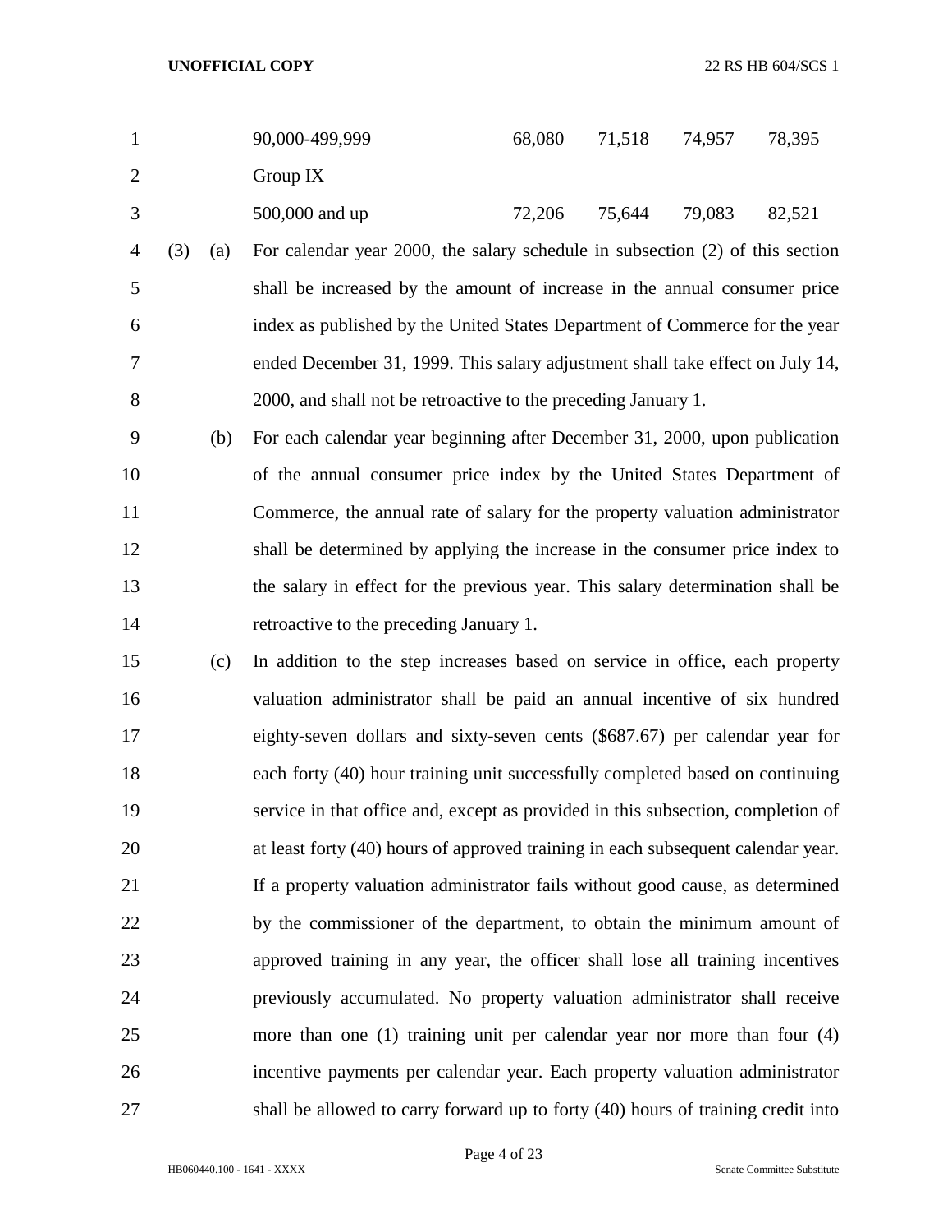| | | | | |
|---|---|---|---|---|
| 90,000-499,999 | 68,080 | 71,518 | 74,957 | 78,395 |
| Group IX | | | | |
| 500,000 and up | 72,206 | 75,644 | 79,083 | 82,521 |

(3) (a) For calendar year 2000, the salary schedule in subsection (2) of this section shall be increased by the amount of increase in the annual consumer price index as published by the United States Department of Commerce for the year ended December 31, 1999. This salary adjustment shall take effect on July 14, 2000, and shall not be retroactive to the preceding January 1.

(b) For each calendar year beginning after December 31, 2000, upon publication of the annual consumer price index by the United States Department of Commerce, the annual rate of salary for the property valuation administrator shall be determined by applying the increase in the consumer price index to the salary in effect for the previous year. This salary determination shall be retroactive to the preceding January 1.

(c) In addition to the step increases based on service in office, each property valuation administrator shall be paid an annual incentive of six hundred eighty-seven dollars and sixty-seven cents ($687.67) per calendar year for each forty (40) hour training unit successfully completed based on continuing service in that office and, except as provided in this subsection, completion of at least forty (40) hours of approved training in each subsequent calendar year. If a property valuation administrator fails without good cause, as determined by the commissioner of the department, to obtain the minimum amount of approved training in any year, the officer shall lose all training incentives previously accumulated. No property valuation administrator shall receive more than one (1) training unit per calendar year nor more than four (4) incentive payments per calendar year. Each property valuation administrator shall be allowed to carry forward up to forty (40) hours of training credit into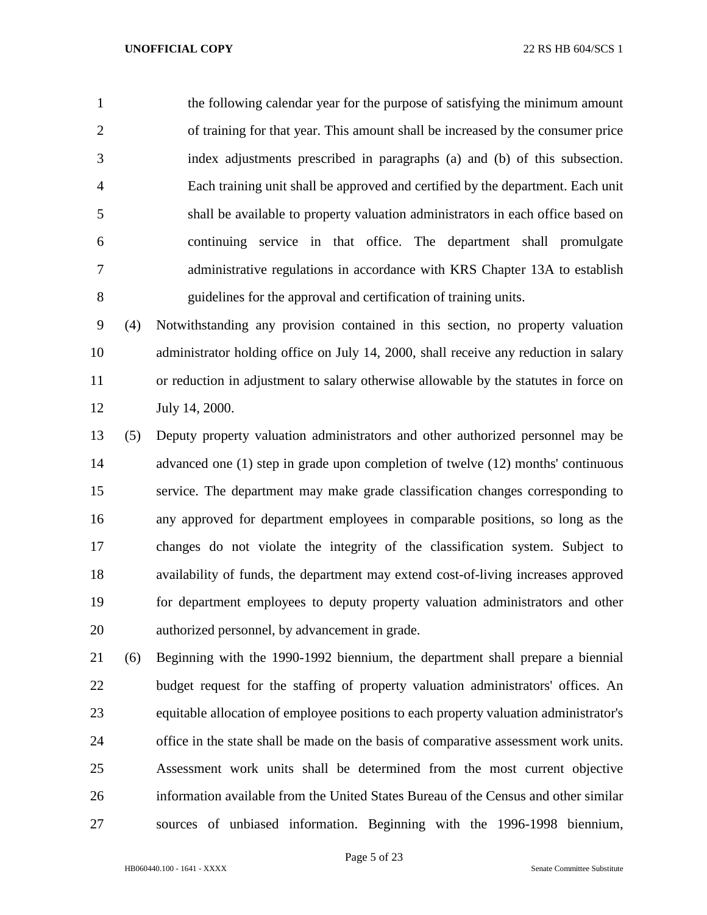the following calendar year for the purpose of satisfying the minimum amount of training for that year. This amount shall be increased by the consumer price index adjustments prescribed in paragraphs (a) and (b) of this subsection. Each training unit shall be approved and certified by the department. Each unit shall be available to property valuation administrators in each office based on continuing service in that office. The department shall promulgate administrative regulations in accordance with KRS Chapter 13A to establish guidelines for the approval and certification of training units.

(4) Notwithstanding any provision contained in this section, no property valuation administrator holding office on July 14, 2000, shall receive any reduction in salary or reduction in adjustment to salary otherwise allowable by the statutes in force on July 14, 2000.

(5) Deputy property valuation administrators and other authorized personnel may be advanced one (1) step in grade upon completion of twelve (12) months' continuous service. The department may make grade classification changes corresponding to any approved for department employees in comparable positions, so long as the changes do not violate the integrity of the classification system. Subject to availability of funds, the department may extend cost-of-living increases approved for department employees to deputy property valuation administrators and other authorized personnel, by advancement in grade.

(6) Beginning with the 1990-1992 biennium, the department shall prepare a biennial budget request for the staffing of property valuation administrators' offices. An equitable allocation of employee positions to each property valuation administrator's office in the state shall be made on the basis of comparative assessment work units. Assessment work units shall be determined from the most current objective information available from the United States Bureau of the Census and other similar sources of unbiased information. Beginning with the 1996-1998 biennium,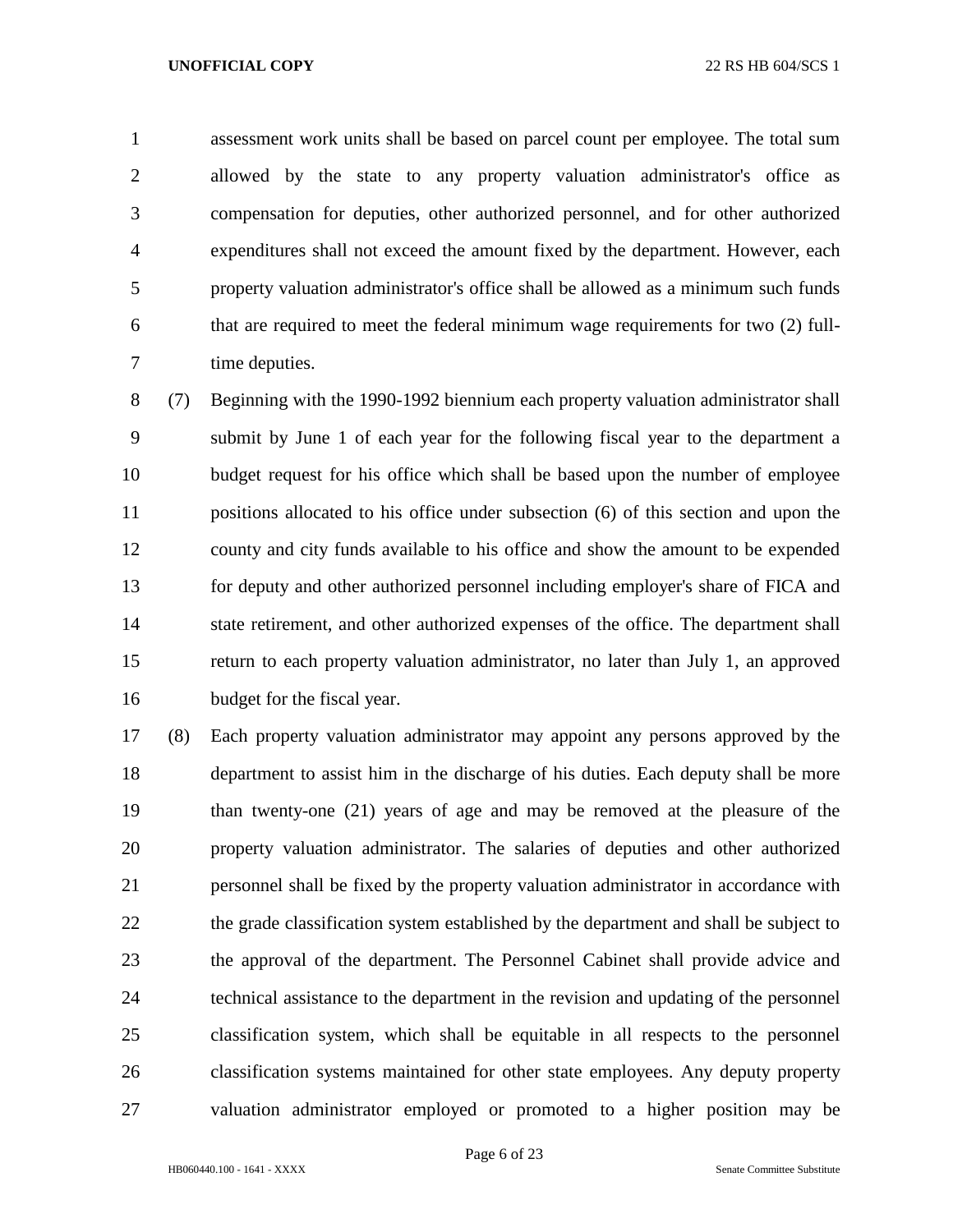assessment work units shall be based on parcel count per employee. The total sum allowed by the state to any property valuation administrator's office as compensation for deputies, other authorized personnel, and for other authorized expenditures shall not exceed the amount fixed by the department. However, each property valuation administrator's office shall be allowed as a minimum such funds that are required to meet the federal minimum wage requirements for two (2) full-time deputies.

(7) Beginning with the 1990-1992 biennium each property valuation administrator shall submit by June 1 of each year for the following fiscal year to the department a budget request for his office which shall be based upon the number of employee positions allocated to his office under subsection (6) of this section and upon the county and city funds available to his office and show the amount to be expended for deputy and other authorized personnel including employer's share of FICA and state retirement, and other authorized expenses of the office. The department shall return to each property valuation administrator, no later than July 1, an approved budget for the fiscal year.

(8) Each property valuation administrator may appoint any persons approved by the department to assist him in the discharge of his duties. Each deputy shall be more than twenty-one (21) years of age and may be removed at the pleasure of the property valuation administrator. The salaries of deputies and other authorized personnel shall be fixed by the property valuation administrator in accordance with the grade classification system established by the department and shall be subject to the approval of the department. The Personnel Cabinet shall provide advice and technical assistance to the department in the revision and updating of the personnel classification system, which shall be equitable in all respects to the personnel classification systems maintained for other state employees. Any deputy property valuation administrator employed or promoted to a higher position may be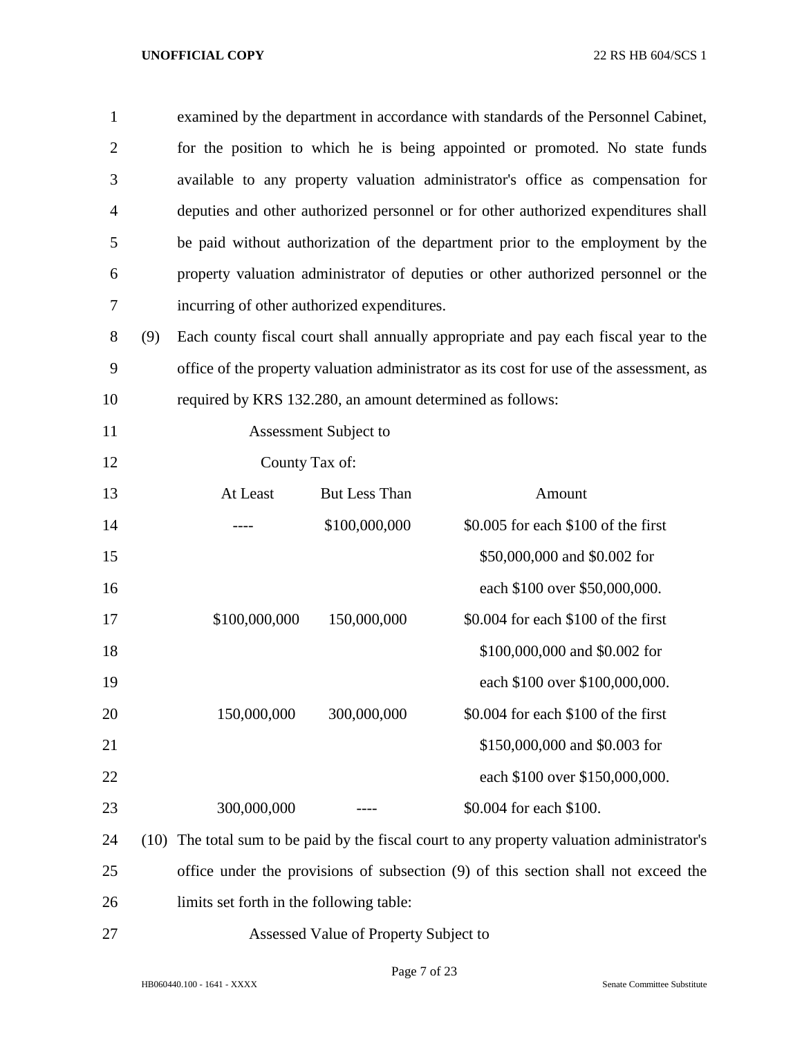examined by the department in accordance with standards of the Personnel Cabinet, for the position to which he is being appointed or promoted. No state funds available to any property valuation administrator's office as compensation for deputies and other authorized personnel or for other authorized expenditures shall be paid without authorization of the department prior to the employment by the property valuation administrator of deputies or other authorized personnel or the incurring of other authorized expenditures.

(9) Each county fiscal court shall annually appropriate and pay each fiscal year to the office of the property valuation administrator as its cost for use of the assessment, as required by KRS 132.280, an amount determined as follows:

| Assessment Subject to County Tax of: | | |
|---|---|---|
| At Least | But Less Than | Amount |
| ---- | $100,000,000 | $0.005 for each $100 of the first $50,000,000 and $0.002 for each $100 over $50,000,000. |
| $100,000,000 | 150,000,000 | $0.004 for each $100 of the first $100,000,000 and $0.002 for each $100 over $100,000,000. |
| 150,000,000 | 300,000,000 | $0.004 for each $100 of the first $150,000,000 and $0.003 for each $100 over $150,000,000. |
| 300,000,000 | ---- | $0.004 for each $100. |

(10) The total sum to be paid by the fiscal court to any property valuation administrator's office under the provisions of subsection (9) of this section shall not exceed the limits set forth in the following table:

Assessed Value of Property Subject to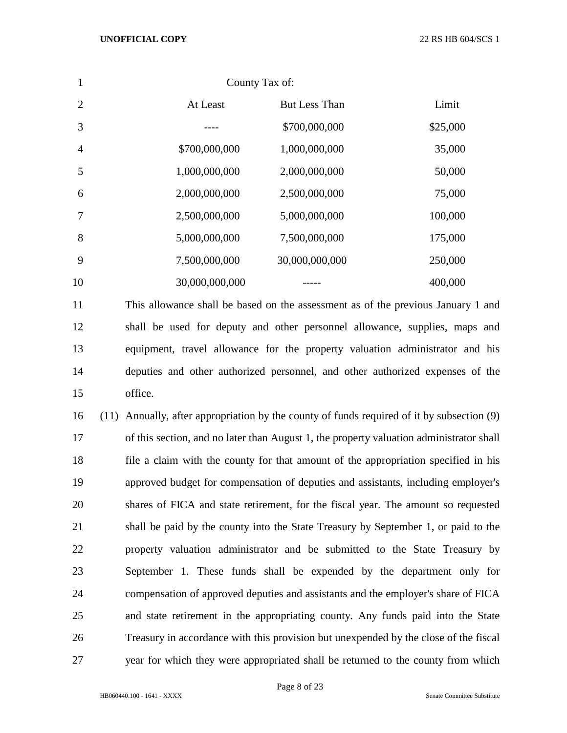County Tax of:

| At Least | But Less Than | Limit |
|---|---|---|
| ---- | $700,000,000 | $25,000 |
| $700,000,000 | 1,000,000,000 | 35,000 |
| 1,000,000,000 | 2,000,000,000 | 50,000 |
| 2,000,000,000 | 2,500,000,000 | 75,000 |
| 2,500,000,000 | 5,000,000,000 | 100,000 |
| 5,000,000,000 | 7,500,000,000 | 175,000 |
| 7,500,000,000 | 30,000,000,000 | 250,000 |
| 30,000,000,000 | ----- | 400,000 |

This allowance shall be based on the assessment as of the previous January 1 and shall be used for deputy and other personnel allowance, supplies, maps and equipment, travel allowance for the property valuation administrator and his deputies and other authorized personnel, and other authorized expenses of the office.

(11) Annually, after appropriation by the county of funds required of it by subsection (9) of this section, and no later than August 1, the property valuation administrator shall file a claim with the county for that amount of the appropriation specified in his approved budget for compensation of deputies and assistants, including employer's shares of FICA and state retirement, for the fiscal year. The amount so requested shall be paid by the county into the State Treasury by September 1, or paid to the property valuation administrator and be submitted to the State Treasury by September 1. These funds shall be expended by the department only for compensation of approved deputies and assistants and the employer's share of FICA and state retirement in the appropriating county. Any funds paid into the State Treasury in accordance with this provision but unexpended by the close of the fiscal year for which they were appropriated shall be returned to the county from which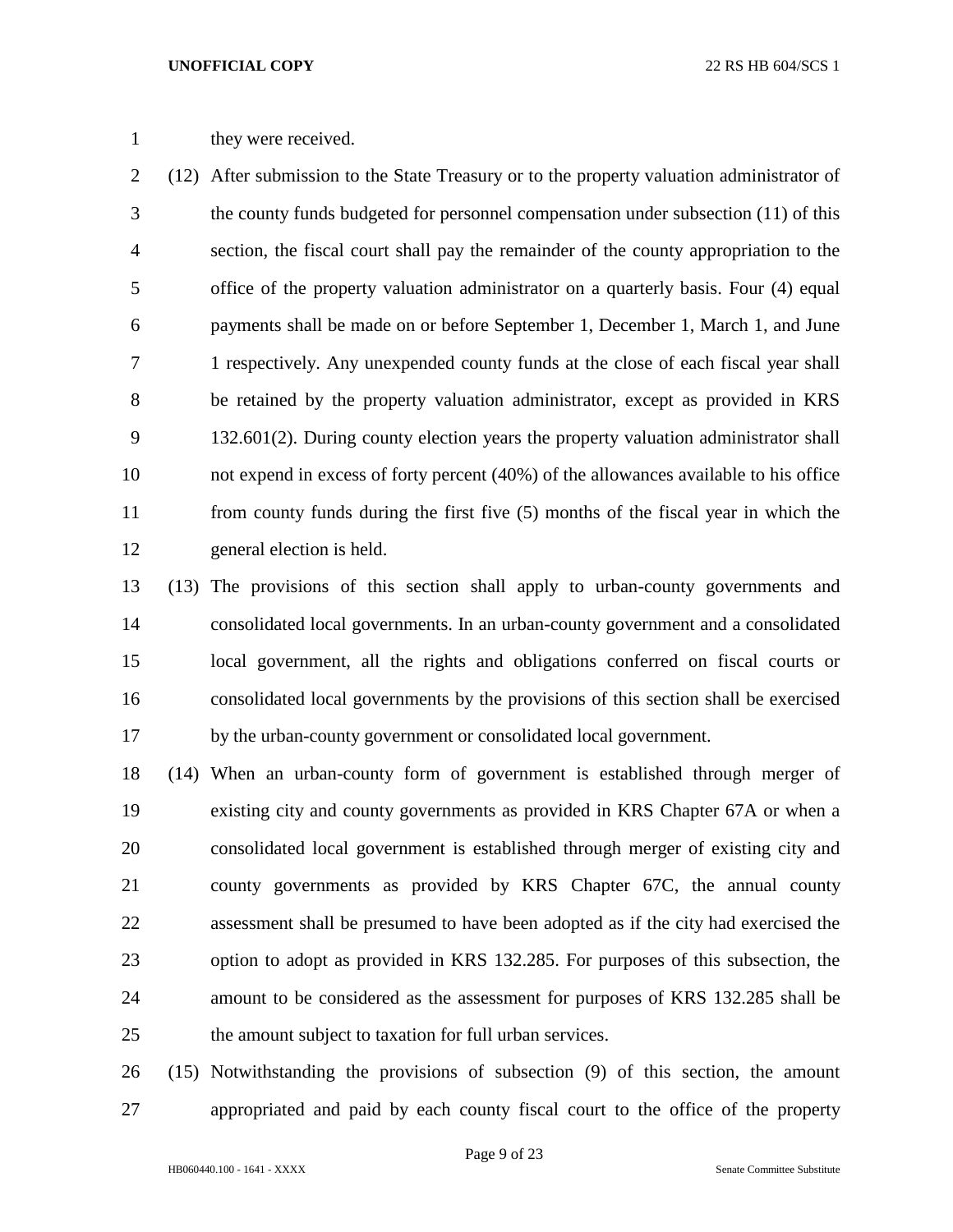they were received.

(12) After submission to the State Treasury or to the property valuation administrator of the county funds budgeted for personnel compensation under subsection (11) of this section, the fiscal court shall pay the remainder of the county appropriation to the office of the property valuation administrator on a quarterly basis. Four (4) equal payments shall be made on or before September 1, December 1, March 1, and June 1 respectively. Any unexpended county funds at the close of each fiscal year shall be retained by the property valuation administrator, except as provided in KRS 132.601(2). During county election years the property valuation administrator shall not expend in excess of forty percent (40%) of the allowances available to his office from county funds during the first five (5) months of the fiscal year in which the general election is held.

(13) The provisions of this section shall apply to urban-county governments and consolidated local governments. In an urban-county government and a consolidated local government, all the rights and obligations conferred on fiscal courts or consolidated local governments by the provisions of this section shall be exercised by the urban-county government or consolidated local government.

(14) When an urban-county form of government is established through merger of existing city and county governments as provided in KRS Chapter 67A or when a consolidated local government is established through merger of existing city and county governments as provided by KRS Chapter 67C, the annual county assessment shall be presumed to have been adopted as if the city had exercised the option to adopt as provided in KRS 132.285. For purposes of this subsection, the amount to be considered as the assessment for purposes of KRS 132.285 shall be the amount subject to taxation for full urban services.

(15) Notwithstanding the provisions of subsection (9) of this section, the amount appropriated and paid by each county fiscal court to the office of the property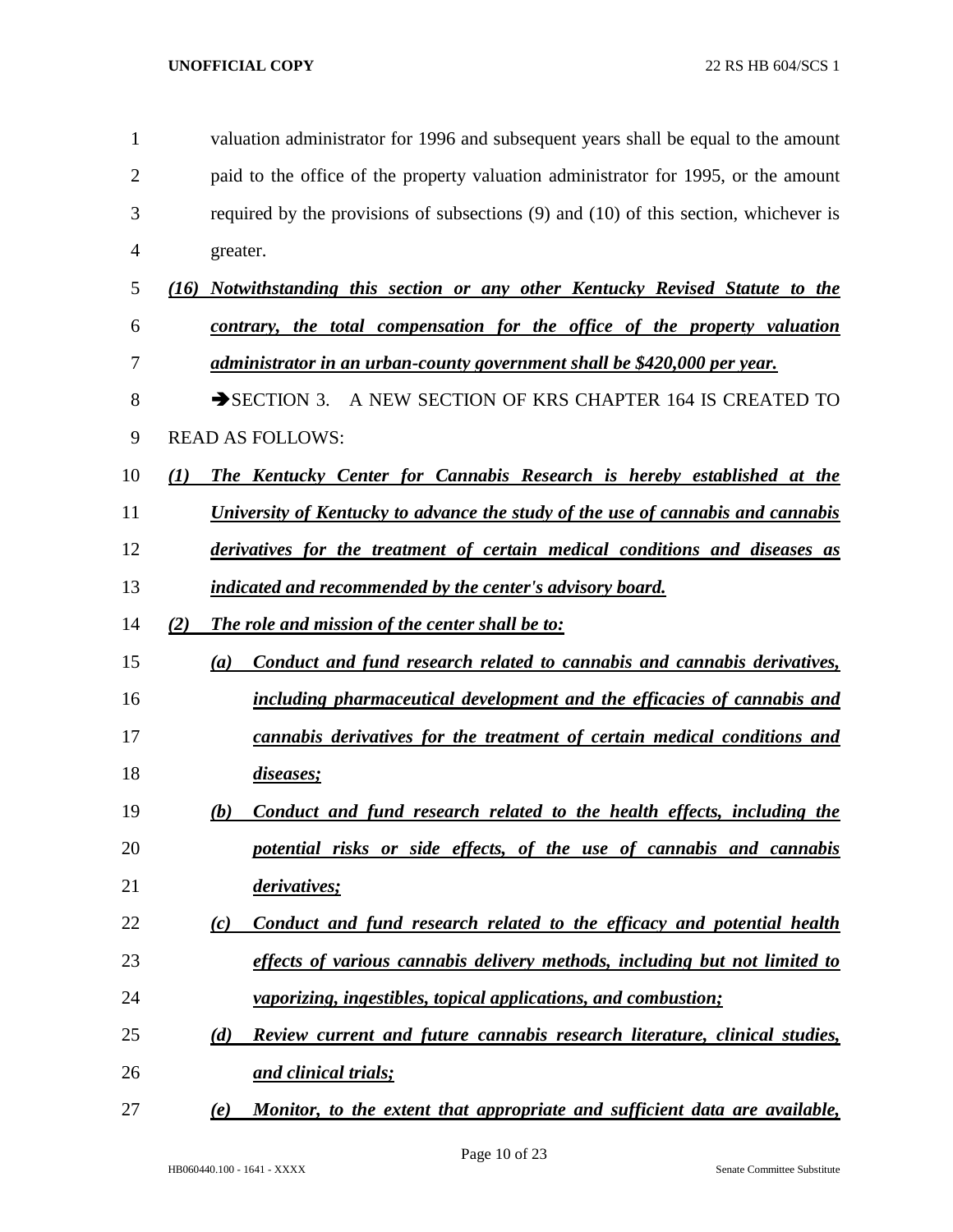valuation administrator for 1996 and subsequent years shall be equal to the amount paid to the office of the property valuation administrator for 1995, or the amount required by the provisions of subsections (9) and (10) of this section, whichever is greater.

***(16) Notwithstanding this section or any other Kentucky Revised Statute to the contrary, the total compensation for the office of the property valuation administrator in an urban-county government shall be $420,000 per year.***

➔SECTION 3. A NEW SECTION OF KRS CHAPTER 164 IS CREATED TO READ AS FOLLOWS:

***(1) The Kentucky Center for Cannabis Research is hereby established at the University of Kentucky to advance the study of the use of cannabis and cannabis derivatives for the treatment of certain medical conditions and diseases as indicated and recommended by the center's advisory board.***

***(2) The role and mission of the center shall be to:***

***(a) Conduct and fund research related to cannabis and cannabis derivatives, including pharmaceutical development and the efficacies of cannabis and cannabis derivatives for the treatment of certain medical conditions and diseases;***

***(b) Conduct and fund research related to the health effects, including the potential risks or side effects, of the use of cannabis and cannabis derivatives;***

***(c) Conduct and fund research related to the efficacy and potential health effects of various cannabis delivery methods, including but not limited to vaporizing, ingestibles, topical applications, and combustion;***

***(d) Review current and future cannabis research literature, clinical studies, and clinical trials;***

***(e) Monitor, to the extent that appropriate and sufficient data are available,***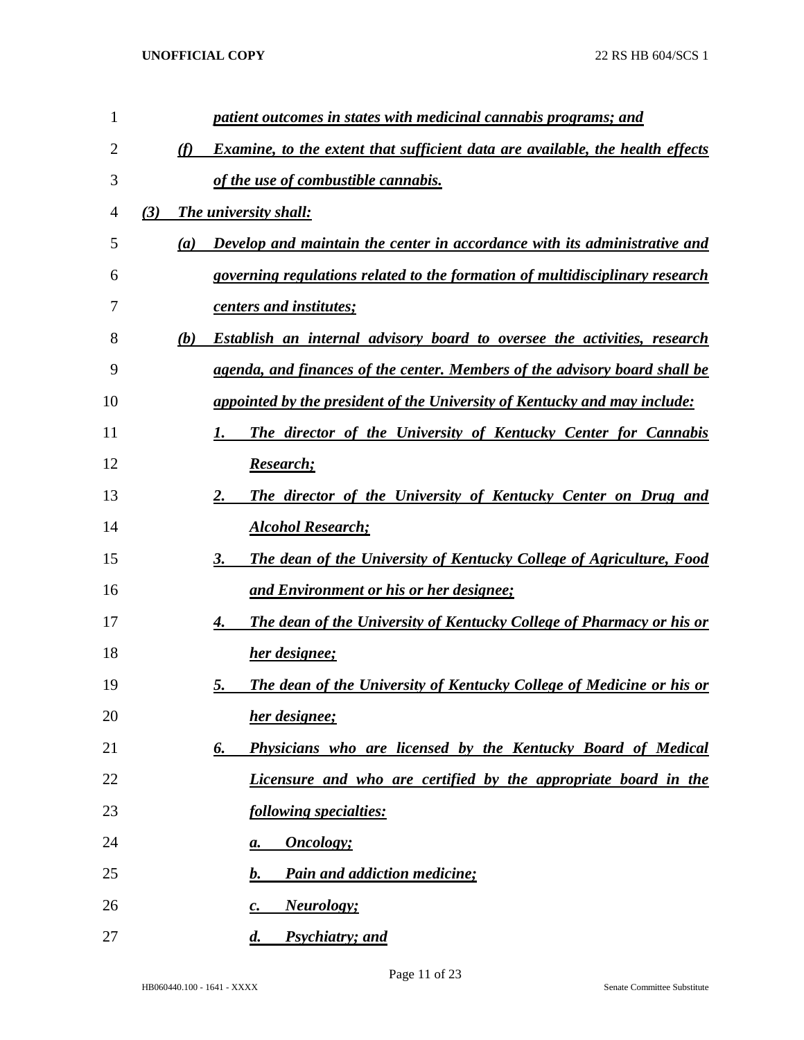*patient outcomes in states with medicinal cannabis programs; and*

*(f) Examine, to the extent that sufficient data are available, the health effects of the use of combustible cannabis.*

*(3) The university shall:*

*(a) Develop and maintain the center in accordance with its administrative and governing regulations related to the formation of multidisciplinary research centers and institutes;*

*(b) Establish an internal advisory board to oversee the activities, research agenda, and finances of the center. Members of the advisory board shall be appointed by the president of the University of Kentucky and may include:*

*1. The director of the University of Kentucky Center for Cannabis Research;*

*2. The director of the University of Kentucky Center on Drug and Alcohol Research;*

*3. The dean of the University of Kentucky College of Agriculture, Food and Environment or his or her designee;*

*4. The dean of the University of Kentucky College of Pharmacy or his or her designee;*

*5. The dean of the University of Kentucky College of Medicine or his or her designee;*

*6. Physicians who are licensed by the Kentucky Board of Medical Licensure and who are certified by the appropriate board in the following specialties:*

*a. Oncology;*

*b. Pain and addiction medicine;*

*c. Neurology;*

*d. Psychiatry; and*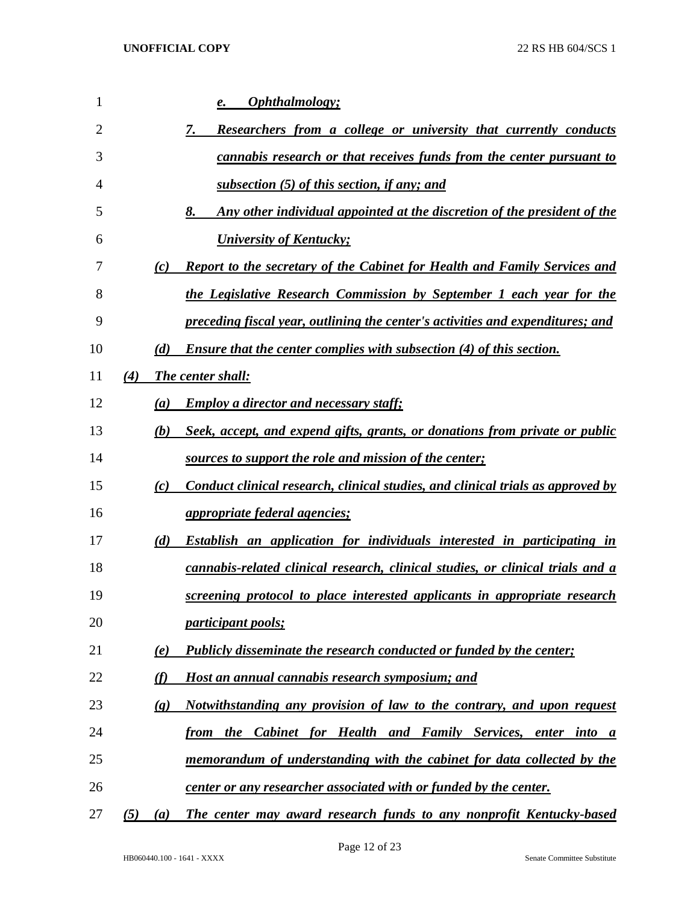*e. Ophthalmology;*

*7. Researchers from a college or university that currently conducts cannabis research or that receives funds from the center pursuant to subsection (5) of this section, if any; and*

*8. Any other individual appointed at the discretion of the president of the University of Kentucky;*

*(c) Report to the secretary of the Cabinet for Health and Family Services and the Legislative Research Commission by September 1 each year for the preceding fiscal year, outlining the center's activities and expenditures; and*

*(d) Ensure that the center complies with subsection (4) of this section.*

*(4) The center shall:*

*(a) Employ a director and necessary staff;*

*(b) Seek, accept, and expend gifts, grants, or donations from private or public sources to support the role and mission of the center;*

*(c) Conduct clinical research, clinical studies, and clinical trials as approved by appropriate federal agencies;*

*(d) Establish an application for individuals interested in participating in cannabis-related clinical research, clinical studies, or clinical trials and a screening protocol to place interested applicants in appropriate research participant pools;*

*(e) Publicly disseminate the research conducted or funded by the center;*

*(f) Host an annual cannabis research symposium; and*

*(g) Notwithstanding any provision of law to the contrary, and upon request from the Cabinet for Health and Family Services, enter into a memorandum of understanding with the cabinet for data collected by the center or any researcher associated with or funded by the center.*

*(5) (a) The center may award research funds to any nonprofit Kentucky-based*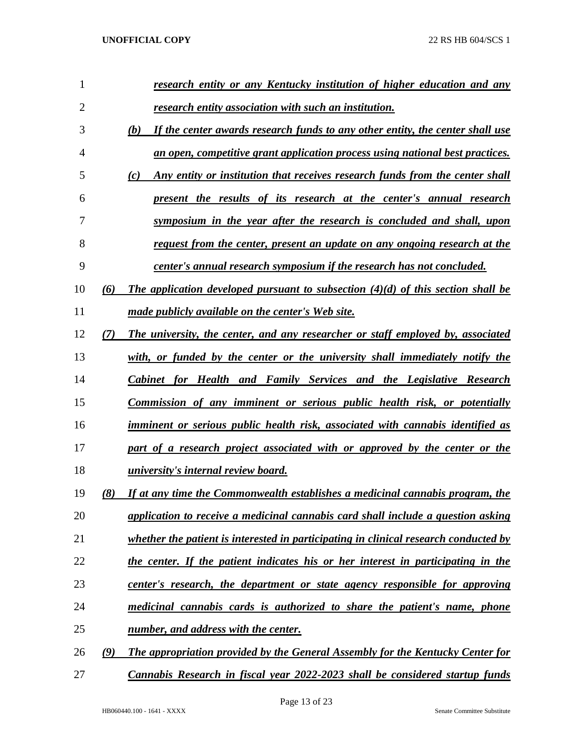*research entity or any Kentucky institution of higher education and any research entity association with such an institution.*

*(b) If the center awards research funds to any other entity, the center shall use an open, competitive grant application process using national best practices.*

*(c) Any entity or institution that receives research funds from the center shall present the results of its research at the center's annual research symposium in the year after the research is concluded and shall, upon request from the center, present an update on any ongoing research at the center's annual research symposium if the research has not concluded.*

*(6) The application developed pursuant to subsection (4)(d) of this section shall be made publicly available on the center's Web site.*

*(7) The university, the center, and any researcher or staff employed by, associated with, or funded by the center or the university shall immediately notify the Cabinet for Health and Family Services and the Legislative Research Commission of any imminent or serious public health risk, or potentially imminent or serious public health risk, associated with cannabis identified as part of a research project associated with or approved by the center or the university's internal review board.*

*(8) If at any time the Commonwealth establishes a medicinal cannabis program, the application to receive a medicinal cannabis card shall include a question asking whether the patient is interested in participating in clinical research conducted by the center. If the patient indicates his or her interest in participating in the center's research, the department or state agency responsible for approving medicinal cannabis cards is authorized to share the patient's name, phone number, and address with the center.*

*(9) The appropriation provided by the General Assembly for the Kentucky Center for Cannabis Research in fiscal year 2022-2023 shall be considered startup funds*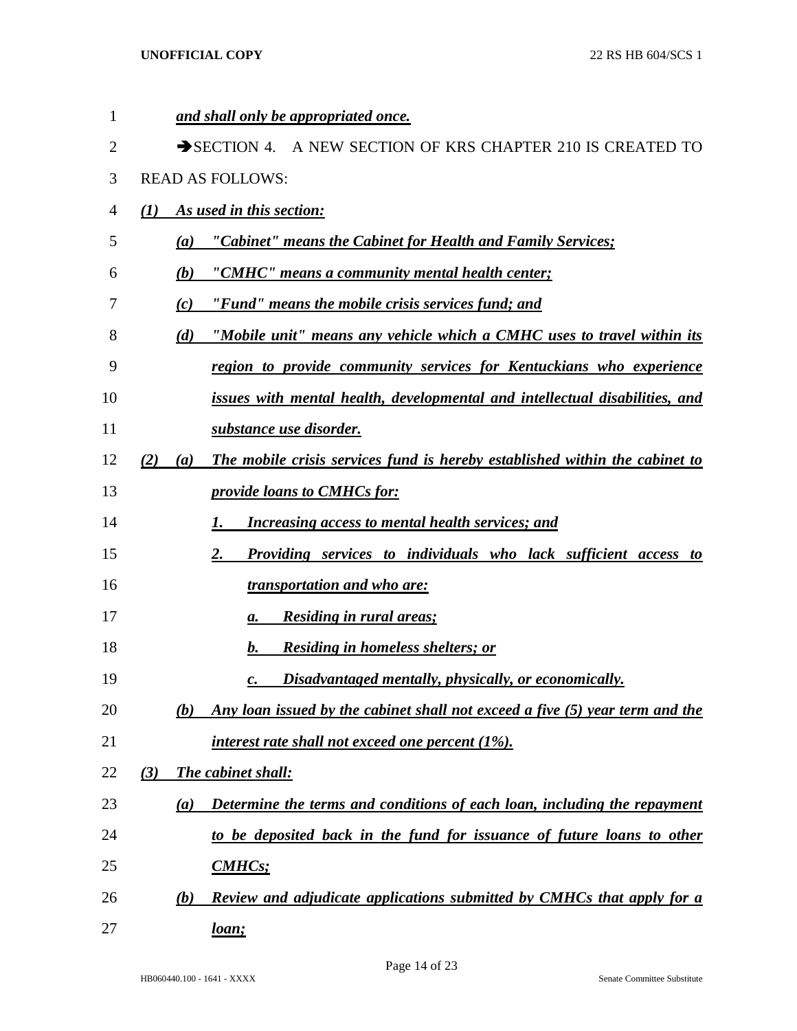***and shall only be appropriated once.***

➔SECTION 4. A NEW SECTION OF KRS CHAPTER 210 IS CREATED TO READ AS FOLLOWS:

***(1) As used in this section:***

***(a) "Cabinet" means the Cabinet for Health and Family Services;***

***(b) "CMHC" means a community mental health center;***

***(c) "Fund" means the mobile crisis services fund; and***

***(d) "Mobile unit" means any vehicle which a CMHC uses to travel within its region to provide community services for Kentuckians who experience issues with mental health, developmental and intellectual disabilities, and substance use disorder.***

***(2) (a) The mobile crisis services fund is hereby established within the cabinet to provide loans to CMHCs for:***

***1. Increasing access to mental health services; and***

***2. Providing services to individuals who lack sufficient access to transportation and who are:***

***a. Residing in rural areas;***

***b. Residing in homeless shelters; or***

***c. Disadvantaged mentally, physically, or economically.***

***(b) Any loan issued by the cabinet shall not exceed a five (5) year term and the interest rate shall not exceed one percent (1%).***

***(3) The cabinet shall:***

***(a) Determine the terms and conditions of each loan, including the repayment to be deposited back in the fund for issuance of future loans to other CMHCs;***

***(b) Review and adjudicate applications submitted by CMHCs that apply for a loan;***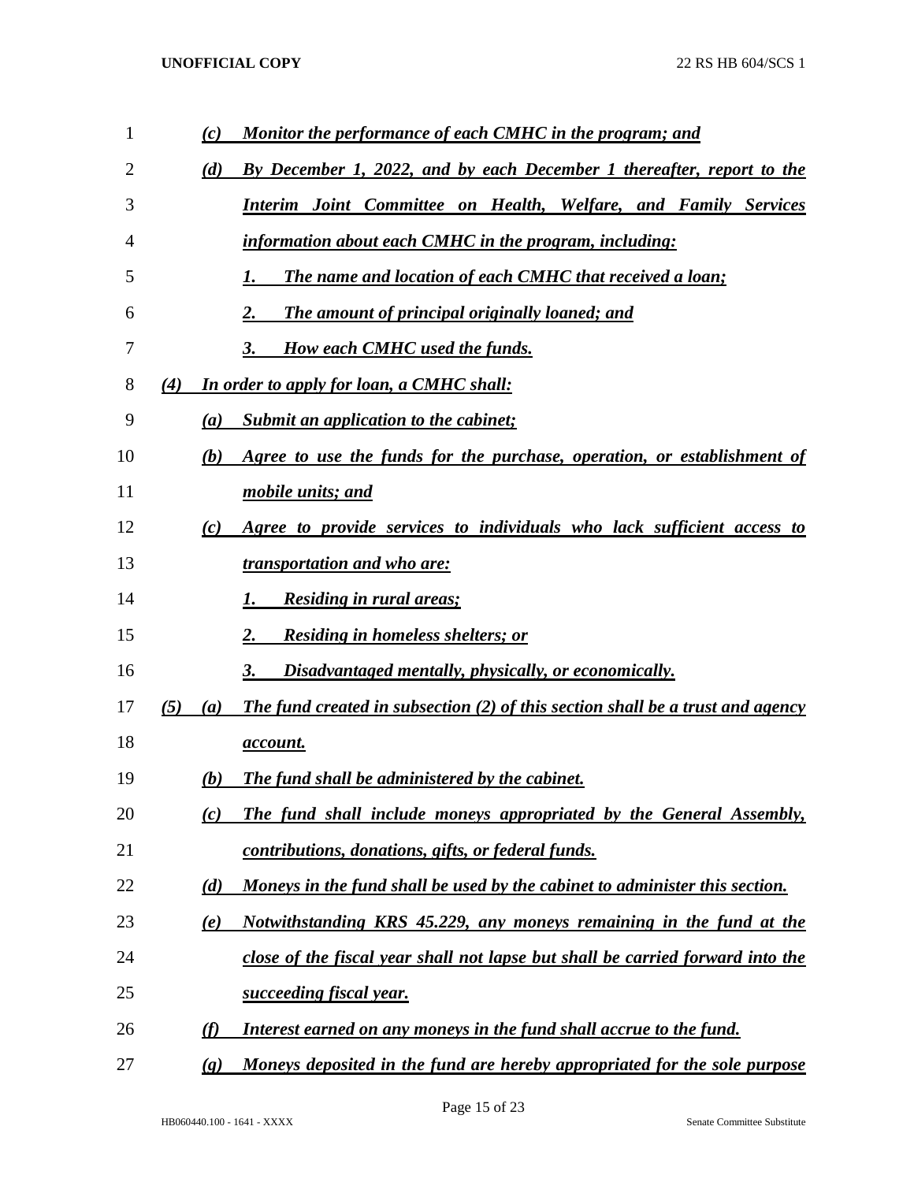*(c) Monitor the performance of each CMHC in the program; and*

*(d) By December 1, 2022, and by each December 1 thereafter, report to the Interim Joint Committee on Health, Welfare, and Family Services information about each CMHC in the program, including:*

*1. The name and location of each CMHC that received a loan;*

*2. The amount of principal originally loaned; and*

*3. How each CMHC used the funds.*

*(4) In order to apply for loan, a CMHC shall:*

*(a) Submit an application to the cabinet;*

*(b) Agree to use the funds for the purchase, operation, or establishment of mobile units; and*

*(c) Agree to provide services to individuals who lack sufficient access to transportation and who are:*

*1. Residing in rural areas;*

*2. Residing in homeless shelters; or*

*3. Disadvantaged mentally, physically, or economically.*

*(5) (a) The fund created in subsection (2) of this section shall be a trust and agency account.*

*(b) The fund shall be administered by the cabinet.*

*(c) The fund shall include moneys appropriated by the General Assembly, contributions, donations, gifts, or federal funds.*

*(d) Moneys in the fund shall be used by the cabinet to administer this section.*

*(e) Notwithstanding KRS 45.229, any moneys remaining in the fund at the close of the fiscal year shall not lapse but shall be carried forward into the succeeding fiscal year.*

*(f) Interest earned on any moneys in the fund shall accrue to the fund.*

*(g) Moneys deposited in the fund are hereby appropriated for the sole purpose*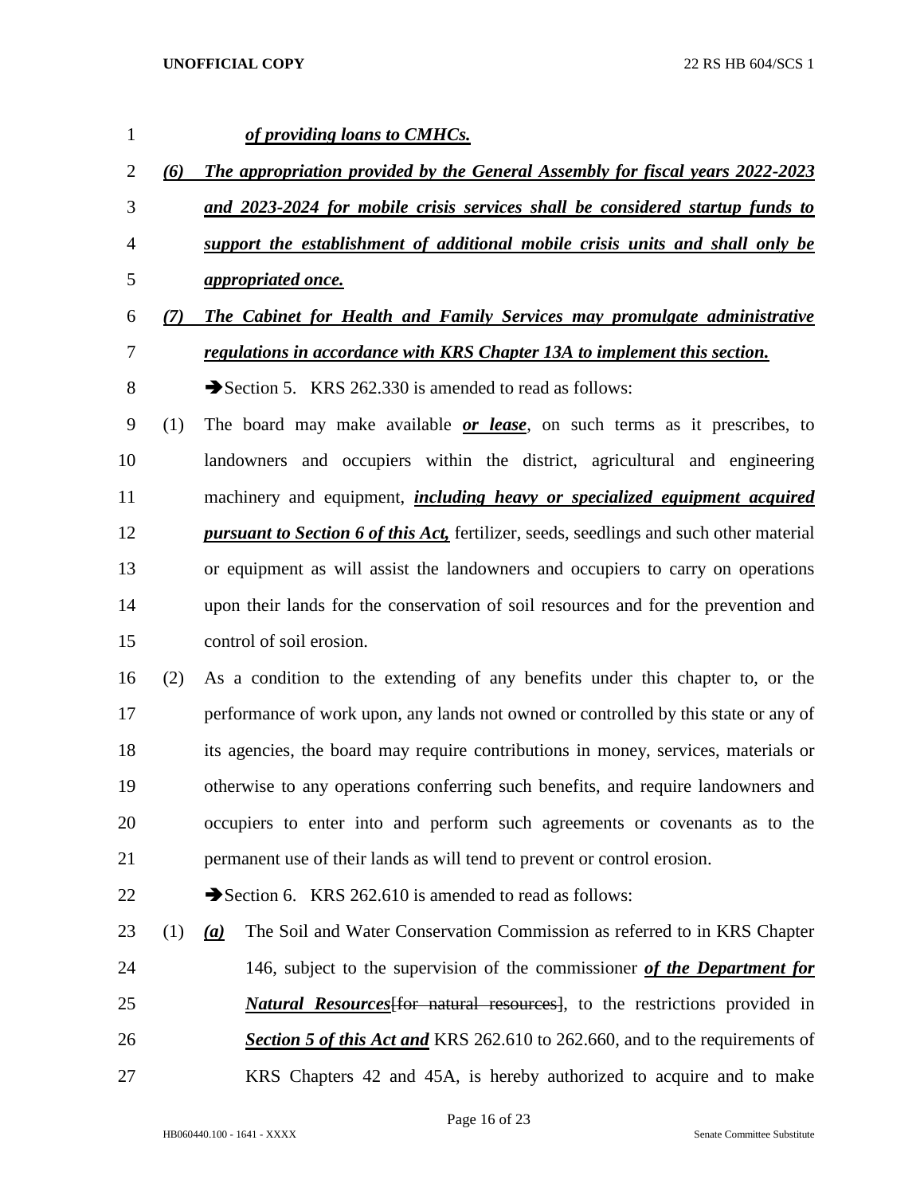***of providing loans to CMHCs.***

***(6) The appropriation provided by the General Assembly for fiscal years 2022-2023 and 2023-2024 for mobile crisis services shall be considered startup funds to support the establishment of additional mobile crisis units and shall only be appropriated once.***

***(7) The Cabinet for Health and Family Services may promulgate administrative regulations in accordance with KRS Chapter 13A to implement this section.***

➔Section 5. KRS 262.330 is amended to read as follows:

(1) The board may make available ***or lease***, on such terms as it prescribes, to landowners and occupiers within the district, agricultural and engineering machinery and equipment, ***including heavy or specialized equipment acquired pursuant to Section 6 of this Act,*** fertilizer, seeds, seedlings and such other material or equipment as will assist the landowners and occupiers to carry on operations upon their lands for the conservation of soil resources and for the prevention and control of soil erosion.

(2) As a condition to the extending of any benefits under this chapter to, or the performance of work upon, any lands not owned or controlled by this state or any of its agencies, the board may require contributions in money, services, materials or otherwise to any operations conferring such benefits, and require landowners and occupiers to enter into and perform such agreements or covenants as to the permanent use of their lands as will tend to prevent or control erosion.

➔Section 6. KRS 262.610 is amended to read as follows:

(1) ***(a)*** The Soil and Water Conservation Commission as referred to in KRS Chapter 146, subject to the supervision of the commissioner ***of the Department for Natural Resources***~~[for natural resources]~~, to the restrictions provided in ***Section 5 of this Act and*** KRS 262.610 to 262.660, and to the requirements of KRS Chapters 42 and 45A, is hereby authorized to acquire and to make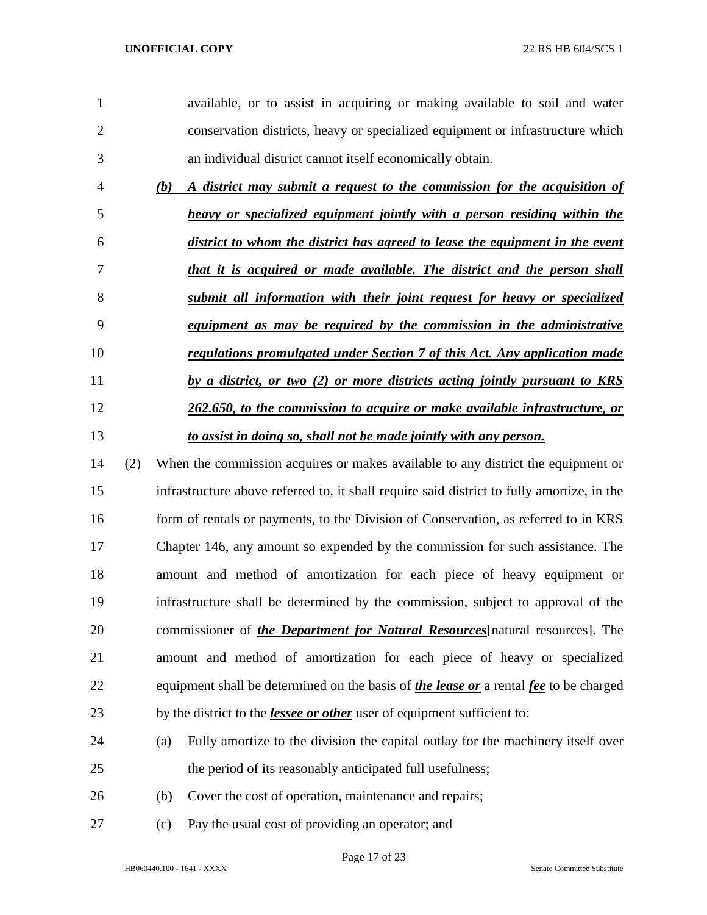available, or to assist in acquiring or making available to soil and water conservation districts, heavy or specialized equipment or infrastructure which an individual district cannot itself economically obtain.

***(b) A district may submit a request to the commission for the acquisition of heavy or specialized equipment jointly with a person residing within the district to whom the district has agreed to lease the equipment in the event that it is acquired or made available. The district and the person shall submit all information with their joint request for heavy or specialized equipment as may be required by the commission in the administrative regulations promulgated under Section 7 of this Act. Any application made by a district, or two (2) or more districts acting jointly pursuant to KRS 262.650, to the commission to acquire or make available infrastructure, or to assist in doing so, shall not be made jointly with any person.***

(2) When the commission acquires or makes available to any district the equipment or infrastructure above referred to, it shall require said district to fully amortize, in the form of rentals or payments, to the Division of Conservation, as referred to in KRS Chapter 146, any amount so expended by the commission for such assistance. The amount and method of amortization for each piece of heavy equipment or infrastructure shall be determined by the commission, subject to approval of the commissioner of ***the Department for Natural Resources***~~[natural resources]~~. The amount and method of amortization for each piece of heavy or specialized equipment shall be determined on the basis of ***the lease or*** a rental ***fee*** to be charged by the district to the ***lessee or other*** user of equipment sufficient to:

(a) Fully amortize to the division the capital outlay for the machinery itself over the period of its reasonably anticipated full usefulness;

(b) Cover the cost of operation, maintenance and repairs;

(c) Pay the usual cost of providing an operator; and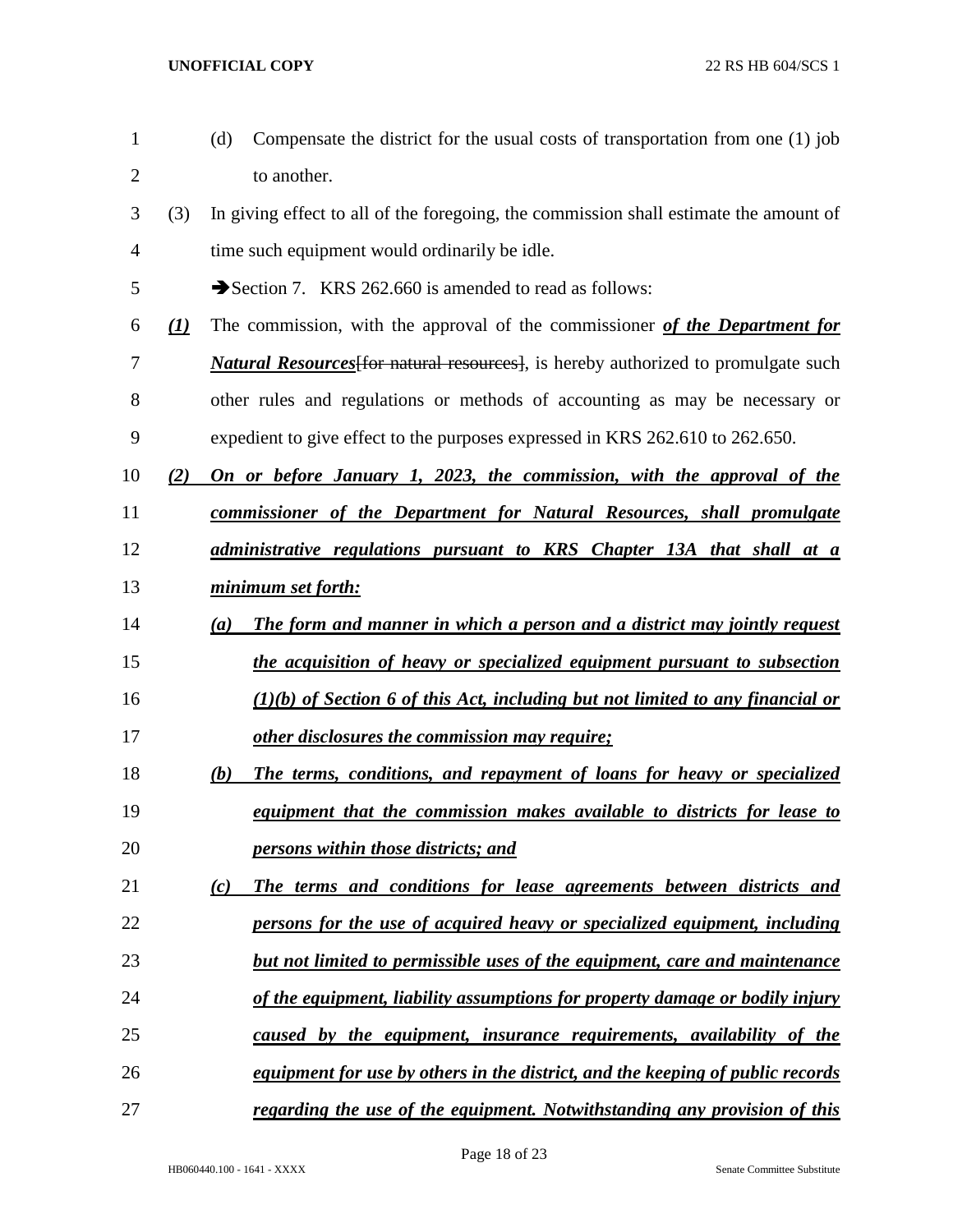(d) Compensate the district for the usual costs of transportation from one (1) job to another.

(3) In giving effect to all of the foregoing, the commission shall estimate the amount of time such equipment would ordinarily be idle.

➔Section 7. KRS 262.660 is amended to read as follows:

***(1)*** The commission, with the approval of the commissioner ***of the Department for Natural Resources***~~[for natural resources]~~, is hereby authorized to promulgate such other rules and regulations or methods of accounting as may be necessary or expedient to give effect to the purposes expressed in KRS 262.610 to 262.650.

***(2) On or before January 1, 2023, the commission, with the approval of the commissioner of the Department for Natural Resources, shall promulgate administrative regulations pursuant to KRS Chapter 13A that shall at a minimum set forth:***

***(a) The form and manner in which a person and a district may jointly request the acquisition of heavy or specialized equipment pursuant to subsection (1)(b) of Section 6 of this Act, including but not limited to any financial or other disclosures the commission may require;***

***(b) The terms, conditions, and repayment of loans for heavy or specialized equipment that the commission makes available to districts for lease to persons within those districts; and***

***(c) The terms and conditions for lease agreements between districts and persons for the use of acquired heavy or specialized equipment, including but not limited to permissible uses of the equipment, care and maintenance of the equipment, liability assumptions for property damage or bodily injury caused by the equipment, insurance requirements, availability of the equipment for use by others in the district, and the keeping of public records regarding the use of the equipment. Notwithstanding any provision of this***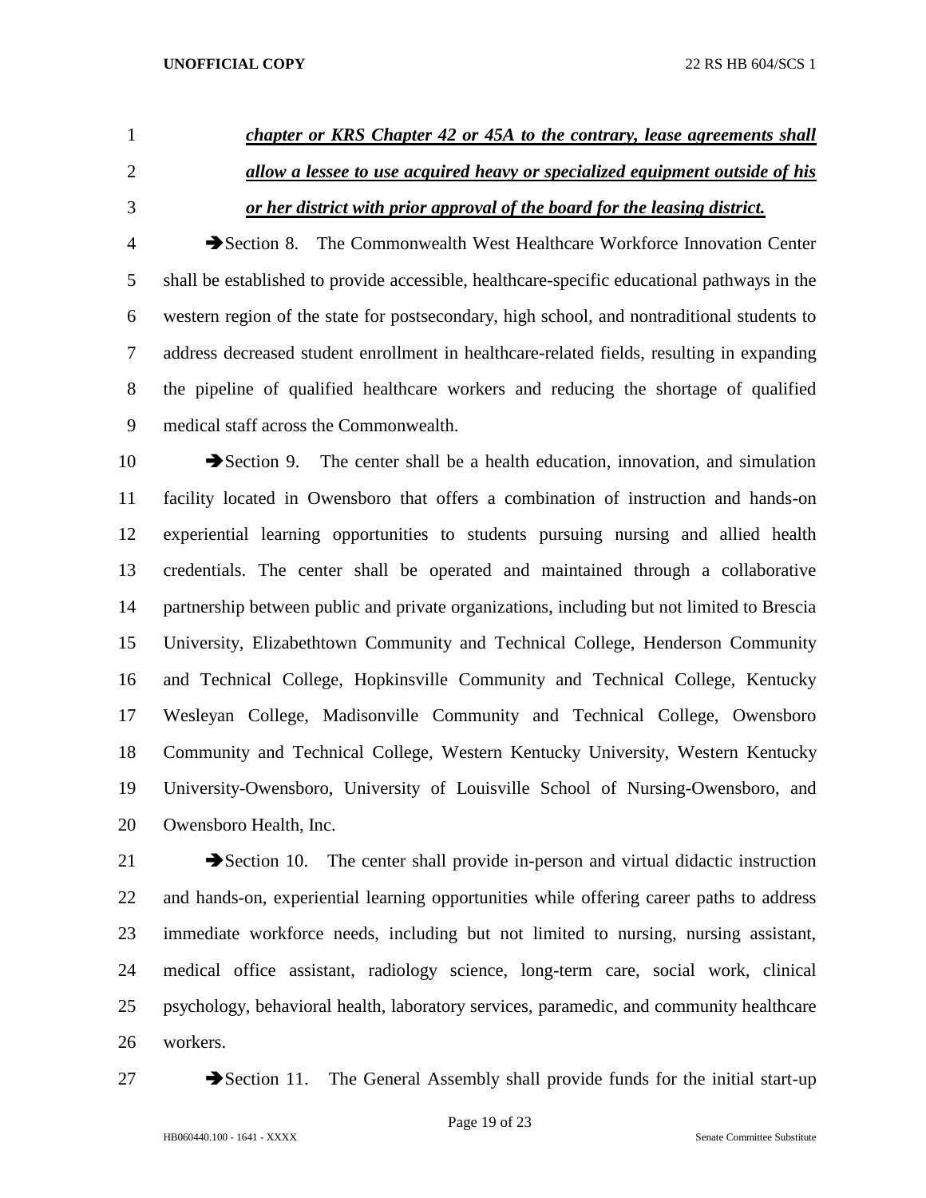***chapter or KRS Chapter 42 or 45A to the contrary, lease agreements shall allow a lessee to use acquired heavy or specialized equipment outside of his or her district with prior approval of the board for the leasing district.***

➔Section 8. The Commonwealth West Healthcare Workforce Innovation Center shall be established to provide accessible, healthcare-specific educational pathways in the western region of the state for postsecondary, high school, and nontraditional students to address decreased student enrollment in healthcare-related fields, resulting in expanding the pipeline of qualified healthcare workers and reducing the shortage of qualified medical staff across the Commonwealth.

➔Section 9. The center shall be a health education, innovation, and simulation facility located in Owensboro that offers a combination of instruction and hands-on experiential learning opportunities to students pursuing nursing and allied health credentials. The center shall be operated and maintained through a collaborative partnership between public and private organizations, including but not limited to Brescia University, Elizabethtown Community and Technical College, Henderson Community and Technical College, Hopkinsville Community and Technical College, Kentucky Wesleyan College, Madisonville Community and Technical College, Owensboro Community and Technical College, Western Kentucky University, Western Kentucky University-Owensboro, University of Louisville School of Nursing-Owensboro, and Owensboro Health, Inc.

➔Section 10. The center shall provide in-person and virtual didactic instruction and hands-on, experiential learning opportunities while offering career paths to address immediate workforce needs, including but not limited to nursing, nursing assistant, medical office assistant, radiology science, long-term care, social work, clinical psychology, behavioral health, laboratory services, paramedic, and community healthcare workers.

➔Section 11. The General Assembly shall provide funds for the initial start-up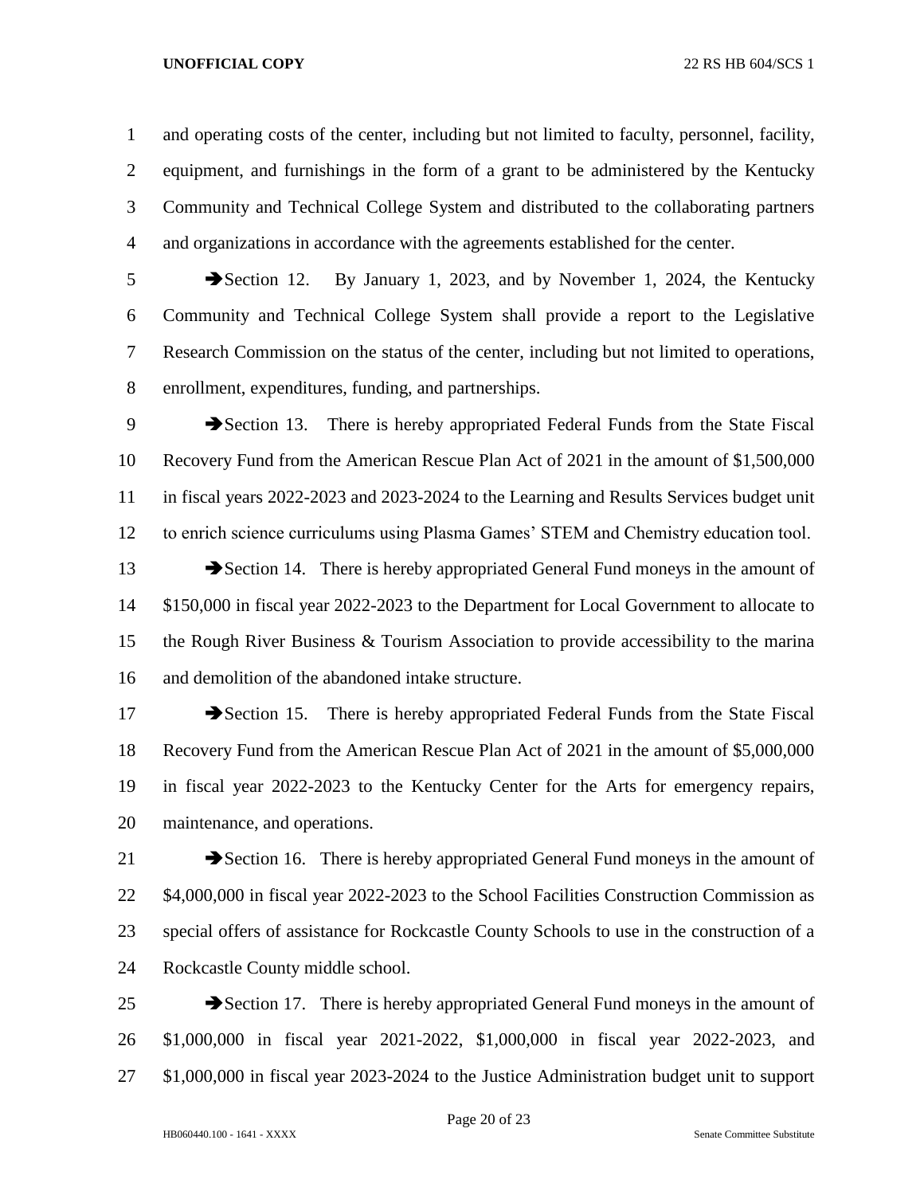and operating costs of the center, including but not limited to faculty, personnel, facility, equipment, and furnishings in the form of a grant to be administered by the Kentucky Community and Technical College System and distributed to the collaborating partners and organizations in accordance with the agreements established for the center.

➔Section 12. By January 1, 2023, and by November 1, 2024, the Kentucky Community and Technical College System shall provide a report to the Legislative Research Commission on the status of the center, including but not limited to operations, enrollment, expenditures, funding, and partnerships.

➔Section 13. There is hereby appropriated Federal Funds from the State Fiscal Recovery Fund from the American Rescue Plan Act of 2021 in the amount of $1,500,000 in fiscal years 2022-2023 and 2023-2024 to the Learning and Results Services budget unit to enrich science curriculums using Plasma Games' STEM and Chemistry education tool.

➔Section 14. There is hereby appropriated General Fund moneys in the amount of $150,000 in fiscal year 2022-2023 to the Department for Local Government to allocate to the Rough River Business & Tourism Association to provide accessibility to the marina and demolition of the abandoned intake structure.

➔Section 15. There is hereby appropriated Federal Funds from the State Fiscal Recovery Fund from the American Rescue Plan Act of 2021 in the amount of $5,000,000 in fiscal year 2022-2023 to the Kentucky Center for the Arts for emergency repairs, maintenance, and operations.

➔Section 16. There is hereby appropriated General Fund moneys in the amount of $4,000,000 in fiscal year 2022-2023 to the School Facilities Construction Commission as special offers of assistance for Rockcastle County Schools to use in the construction of a Rockcastle County middle school.

➔Section 17. There is hereby appropriated General Fund moneys in the amount of $1,000,000 in fiscal year 2021-2022, $1,000,000 in fiscal year 2022-2023, and $1,000,000 in fiscal year 2023-2024 to the Justice Administration budget unit to support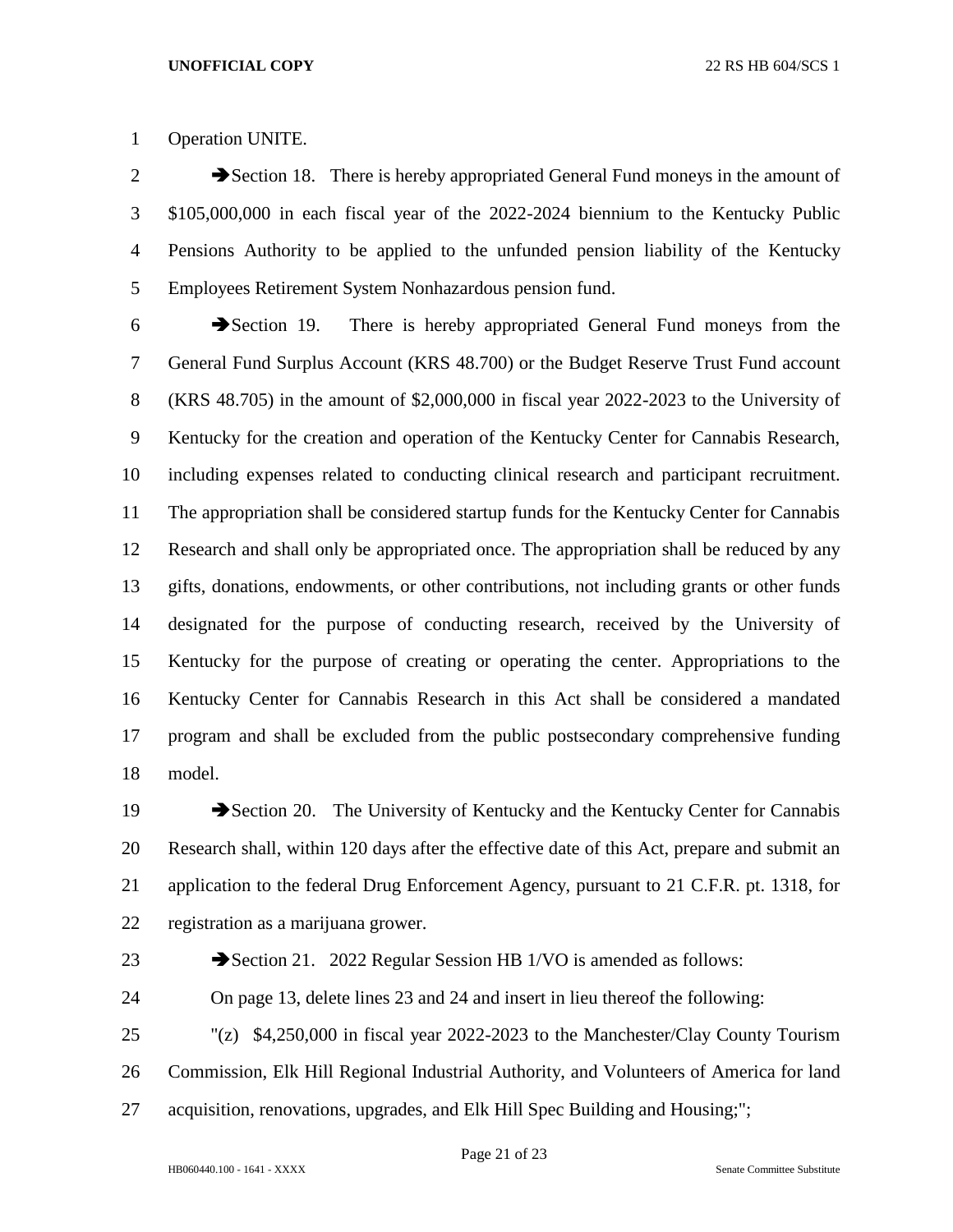Operation UNITE.

➔Section 18. There is hereby appropriated General Fund moneys in the amount of $105,000,000 in each fiscal year of the 2022-2024 biennium to the Kentucky Public Pensions Authority to be applied to the unfunded pension liability of the Kentucky Employees Retirement System Nonhazardous pension fund.

➔Section 19. There is hereby appropriated General Fund moneys from the General Fund Surplus Account (KRS 48.700) or the Budget Reserve Trust Fund account (KRS 48.705) in the amount of $2,000,000 in fiscal year 2022-2023 to the University of Kentucky for the creation and operation of the Kentucky Center for Cannabis Research, including expenses related to conducting clinical research and participant recruitment. The appropriation shall be considered startup funds for the Kentucky Center for Cannabis Research and shall only be appropriated once. The appropriation shall be reduced by any gifts, donations, endowments, or other contributions, not including grants or other funds designated for the purpose of conducting research, received by the University of Kentucky for the purpose of creating or operating the center. Appropriations to the Kentucky Center for Cannabis Research in this Act shall be considered a mandated program and shall be excluded from the public postsecondary comprehensive funding model.

➔Section 20. The University of Kentucky and the Kentucky Center for Cannabis Research shall, within 120 days after the effective date of this Act, prepare and submit an application to the federal Drug Enforcement Agency, pursuant to 21 C.F.R. pt. 1318, for registration as a marijuana grower.

➔Section 21. 2022 Regular Session HB 1/VO is amended as follows:

On page 13, delete lines 23 and 24 and insert in lieu thereof the following:

"(z) $4,250,000 in fiscal year 2022-2023 to the Manchester/Clay County Tourism Commission, Elk Hill Regional Industrial Authority, and Volunteers of America for land acquisition, renovations, upgrades, and Elk Hill Spec Building and Housing;";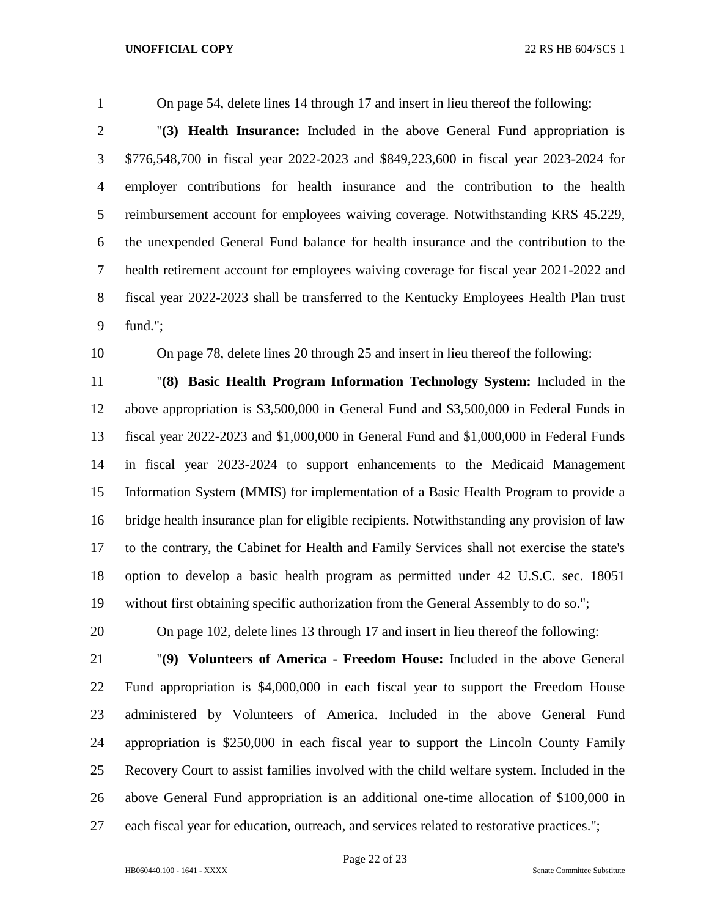On page 54, delete lines 14 through 17 and insert in lieu thereof the following:

"**(3) Health Insurance:** Included in the above General Fund appropriation is $776,548,700 in fiscal year 2022-2023 and $849,223,600 in fiscal year 2023-2024 for employer contributions for health insurance and the contribution to the health reimbursement account for employees waiving coverage. Notwithstanding KRS 45.229, the unexpended General Fund balance for health insurance and the contribution to the health retirement account for employees waiving coverage for fiscal year 2021-2022 and fiscal year 2022-2023 shall be transferred to the Kentucky Employees Health Plan trust fund.";

On page 78, delete lines 20 through 25 and insert in lieu thereof the following:

"**(8) Basic Health Program Information Technology System:** Included in the above appropriation is $3,500,000 in General Fund and $3,500,000 in Federal Funds in fiscal year 2022-2023 and $1,000,000 in General Fund and $1,000,000 in Federal Funds in fiscal year 2023-2024 to support enhancements to the Medicaid Management Information System (MMIS) for implementation of a Basic Health Program to provide a bridge health insurance plan for eligible recipients. Notwithstanding any provision of law to the contrary, the Cabinet for Health and Family Services shall not exercise the state's option to develop a basic health program as permitted under 42 U.S.C. sec. 18051 without first obtaining specific authorization from the General Assembly to do so.";

On page 102, delete lines 13 through 17 and insert in lieu thereof the following:

"**(9) Volunteers of America - Freedom House:** Included in the above General Fund appropriation is $4,000,000 in each fiscal year to support the Freedom House administered by Volunteers of America. Included in the above General Fund appropriation is $250,000 in each fiscal year to support the Lincoln County Family Recovery Court to assist families involved with the child welfare system. Included in the above General Fund appropriation is an additional one-time allocation of $100,000 in each fiscal year for education, outreach, and services related to restorative practices.";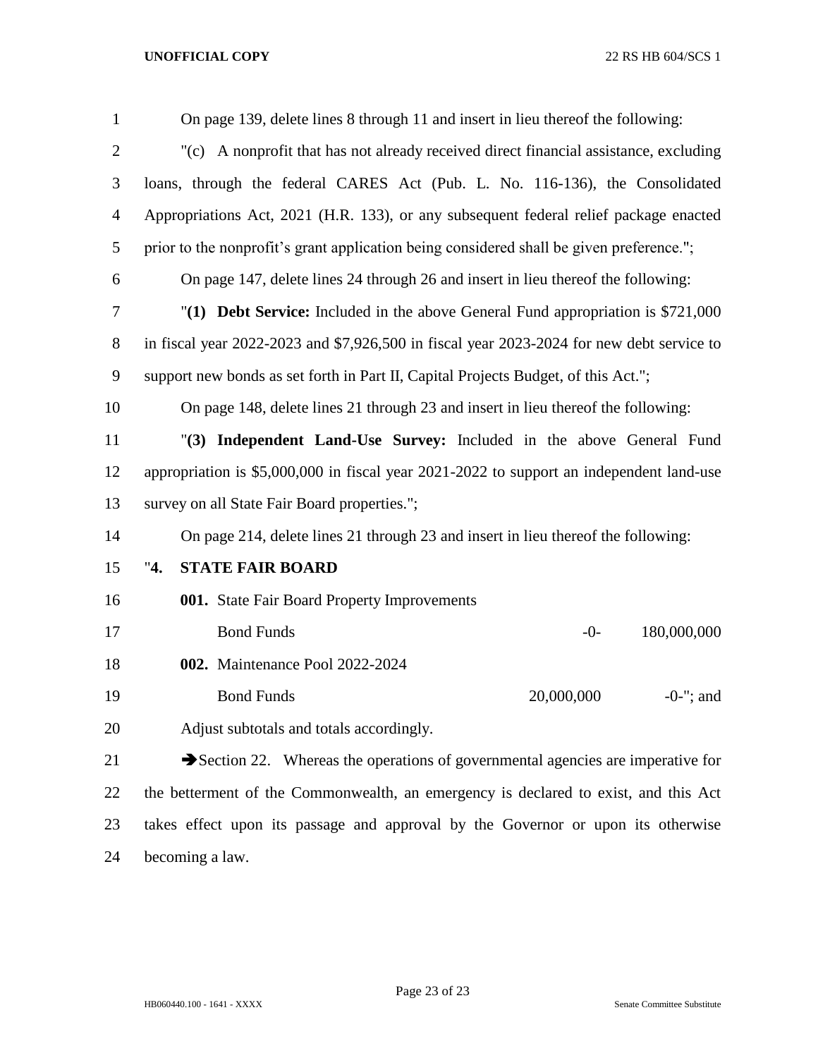On page 139, delete lines 8 through 11 and insert in lieu thereof the following:

"(c) A nonprofit that has not already received direct financial assistance, excluding loans, through the federal CARES Act (Pub. L. No. 116-136), the Consolidated Appropriations Act, 2021 (H.R. 133), or any subsequent federal relief package enacted prior to the nonprofit's grant application being considered shall be given preference.";

On page 147, delete lines 24 through 26 and insert in lieu thereof the following:

"**(1) Debt Service:** Included in the above General Fund appropriation is $721,000 in fiscal year 2022-2023 and $7,926,500 in fiscal year 2023-2024 for new debt service to support new bonds as set forth in Part II, Capital Projects Budget, of this Act.";

On page 148, delete lines 21 through 23 and insert in lieu thereof the following:

"**(3) Independent Land-Use Survey:** Included in the above General Fund appropriation is $5,000,000 in fiscal year 2021-2022 to support an independent land-use survey on all State Fair Board properties.";

On page 214, delete lines 21 through 23 and insert in lieu thereof the following:

"**4. STATE FAIR BOARD**

| | | |
|---|---|---|
| **001.** State Fair Board Property Improvements | | |
| Bond Funds | -0- | 180,000,000 |
| **002.** Maintenance Pool 2022-2024 | | |
| Bond Funds | 20,000,000 | -0-"; and |

Adjust subtotals and totals accordingly.

➔Section 22. Whereas the operations of governmental agencies are imperative for the betterment of the Commonwealth, an emergency is declared to exist, and this Act takes effect upon its passage and approval by the Governor or upon its otherwise becoming a law.